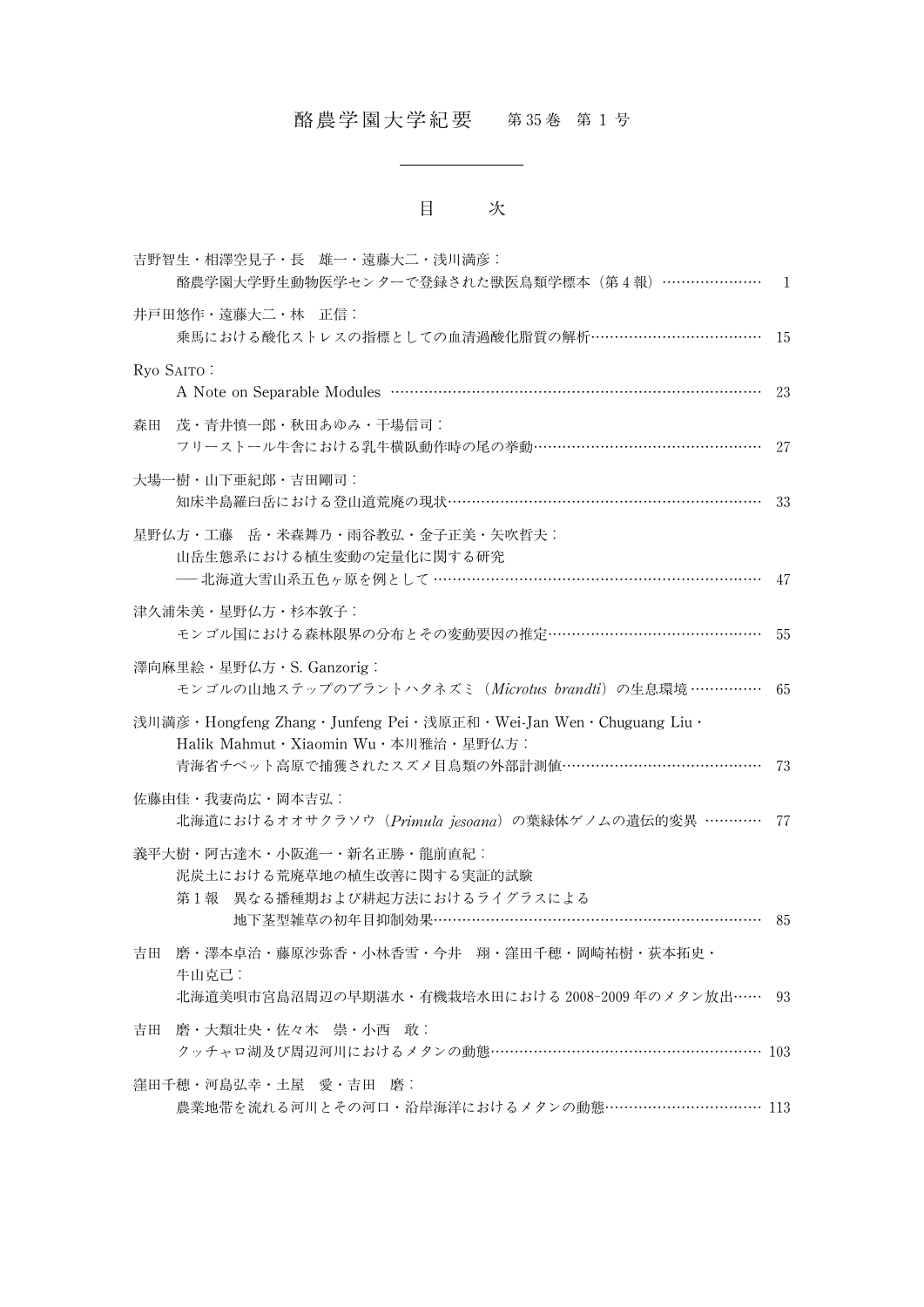# 酪農学園大学紀要　第35巻　第1号

## 目　　次

吉野智生・相澤空見子・長　雄一・遠藤大二・浅川満彦：
　酪農学園大学野生動物医学センターで登録された獣医鳥類学標本（第4報）………………… 1

井戸田悠作・遠藤大二・林　正信：
　乗馬における酸化ストレスの指標としての血清過酸化脂質の解析……………………………… 15

Ryo Saito：
　A Note on Separable Modules ………………………………………………………………… 23

森田　茂・青井慎一郎・秋田あゆみ・干場信司：
　フリーストール牛舎における乳牛横臥動作時の尾の挙動………………………………………… 27

大場一樹・山下亜紀郎・吉田剛司：
　知床半島羅臼岳における登山道荒廃の現状………………………………………………………… 33

星野仏方・工藤　岳・米森舞乃・雨谷教弘・金子正美・矢吹哲夫：
　山岳生態系における植生変動の定量化に関する研究
　── 北海道大雪山系五色ヶ原を例として …………………………………………………………… 47

津久浦朱美・星野仏方・杉本敦子：
　モンゴル国における森林限界の分布とその変動要因の推定……………………………………… 55

澤向麻里絵・星野仏方・S. Ganzorig：
　モンゴルの山地ステップのブラントハタネズミ（*Microtus brandti*）の生息環境 …………… 65

浅川満彦・Hongfeng Zhang・Junfeng Pei・浅原正和・Wei-Jan Wen・Chuguang Liu・
Halik Mahmut・Xiaomin Wu・本川雅治・星野仏方：
　青海省チベット高原で捕獲されたスズメ目鳥類の外部計測値…………………………………… 73

佐藤由佳・我妻尚広・岡本吉弘：
　北海道におけるオオサクラソウ（*Primula jesoana*）の葉緑体ゲノムの遺伝的変異 ………… 77

義平大樹・阿古達木・小阪進一・新名正勝・龍前直紀：
　泥炭土における荒廃草地の植生改善に関する実証的試験
　第1報　異なる播種期および耕起方法におけるライグラスによる
　　　　地下茎型雑草の初年目抑制効果…………………………………………………………… 85

吉田　磨・澤本卓治・藤原沙弥香・小林香雪・今井　翔・窪田千穂・岡崎祐樹・荻本拓史・
牛山克己：
　北海道美唄市宮島沼周辺の早期湛水・有機栽培水田における2008-2009年のメタン放出…… 93

吉田　磨・大類壮央・佐々木　崇・小西　敢：
　クッチャロ湖及び周辺河川におけるメタンの動態………………………………………………… 103

窪田千穂・河島弘幸・土屋　愛・吉田　磨：
　農業地帯を流れる河川とその河口・沿岸海洋におけるメタンの動態…………………………… 113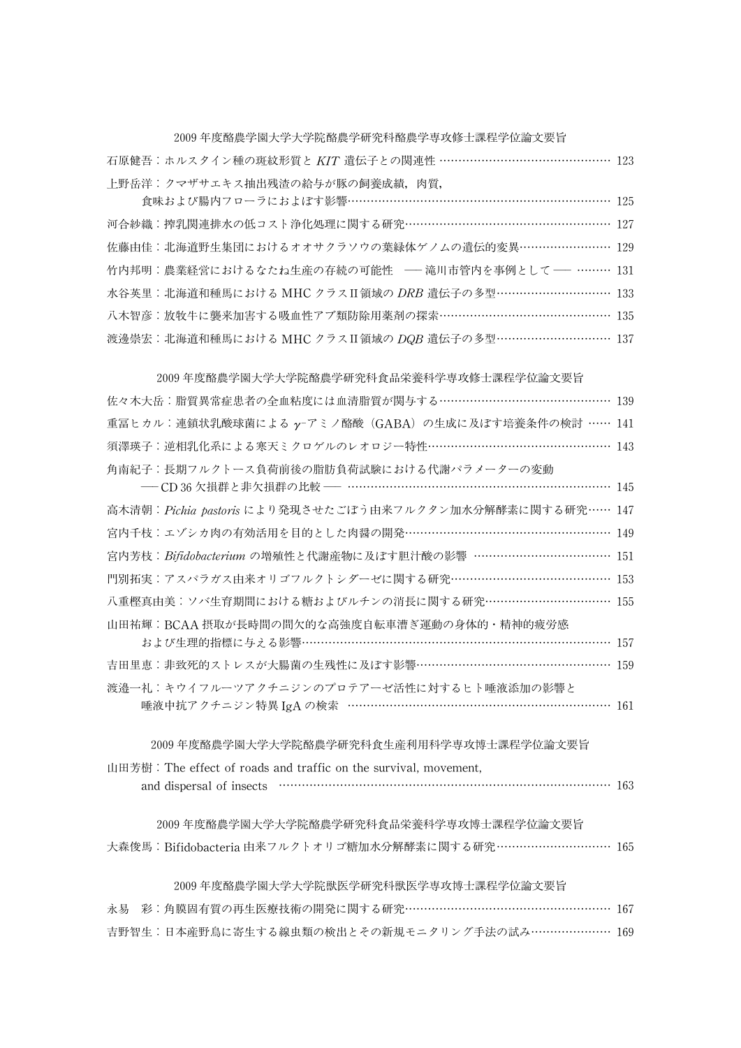## 2009 年度酪農学園大学大学院酪農学研究科酪農学専攻修士課程学位論文要旨

石原健吾：ホルスタイン種の斑紋形質と *KIT* 遺伝子との関連性 …… 123

上野岳洋：クマザサエキス抽出残渣の給与が豚の飼養成績，肉質，食味および腸内フローラにおよぼす影響…… 125

河合紗織：搾乳関連排水の低コスト浄化処理に関する研究…… 127

佐藤由佳：北海道野生集団におけるオオサクラソウの葉緑体ゲノムの遺伝的変異…… 129

竹内邦明：農業経営におけるなたね生産の存続の可能性 ── 滝川市管内を事例として ── …… 131

水谷英里：北海道和種馬における MHC クラスII領域の *DRB* 遺伝子の多型…… 133

八木智彦：放牧牛に襲来加害する吸血性アブ類防除用薬剤の探索…… 135

渡邊崇宏：北海道和種馬における MHC クラスII領域の *DQB* 遺伝子の多型…… 137

## 2009 年度酪農学園大学大学院酪農学研究科食品栄養科学専攻修士課程学位論文要旨

佐々木大岳：脂質異常症患者の全血粘度には血清脂質が関与する…… 139

重冨ヒカル：連鎖状乳酸球菌による $\gamma$-アミノ酪酸（GABA）の生成に及ぼす培養条件の検討 …… 141

須澤瑛子：逆相乳化系による寒天ミクロゲルのレオロジー特性…… 143

角南紀子：長期フルクトース負荷前後の脂肪負荷試験における代謝パラメーターの変動 ── CD 36 欠損群と非欠損群の比較 ── …… 145

高木清朝：*Pichia pastoris* により発現させたごぼう由来フルクタン加水分解酵素に関する研究…… 147

宮内千枝：エゾシカ肉の有効活用を目的とした肉醤の開発…… 149

宮内芳枝：*Bifidobacterium* の増殖性と代謝産物に及ぼす胆汁酸の影響 …… 151

門別拓実：アスパラガス由来オリゴフルクトシダーゼに関する研究…… 153

八重樫真由美：ソバ生育期間における糖およびルチンの消長に関する研究…… 155

山田祐輝：BCAA 摂取が長時間の間欠的な高強度自転車漕ぎ運動の身体的・精神的疲労感および生理的指標に与える影響…… 157

吉田里恵：非致死的ストレスが大腸菌の生残性に及ぼす影響…… 159

渡邉一礼：キウイフルーツアクチニジンのプロテアーゼ活性に対するヒト唾液添加の影響と唾液中抗アクチニジン特異 IgA の検索 …… 161

## 2009 年度酪農学園大学大学院酪農学研究科食生産利用科学専攻博士課程学位論文要旨

山田芳樹：The effect of roads and traffic on the survival, movement, and dispersal of insects …… 163

## 2009 年度酪農学園大学大学院酪農学研究科食品栄養科学専攻博士課程学位論文要旨

大森俊馬：Bifidobacteria 由来フルクトオリゴ糖加水分解酵素に関する研究…… 165

## 2009 年度酪農学園大学大学院獣医学研究科獣医学専攻博士課程学位論文要旨

永易　彩：角膜固有質の再生医療技術の開発に関する研究…… 167

吉野智生：日本産野鳥に寄生する線虫類の検出とその新規モニタリング手法の試み…… 169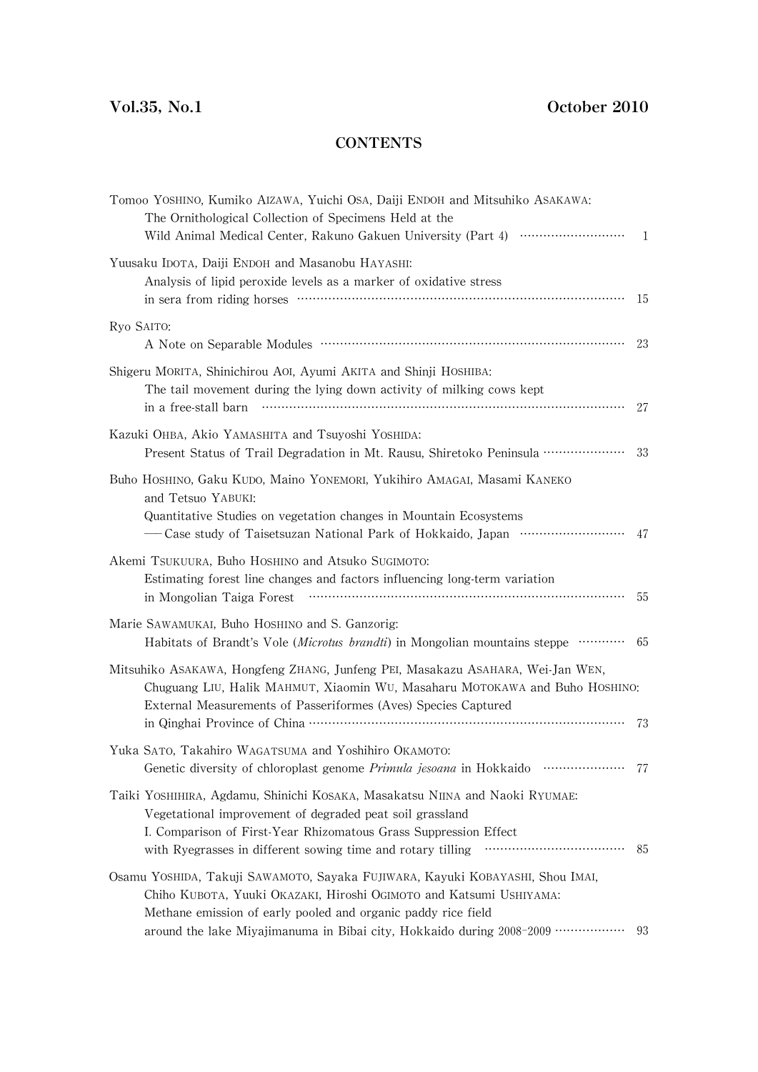**Vol.35, No.1** **October 2010**

## CONTENTS

Tomoo YOSHINO, Kumiko AIZAWA, Yuichi OSA, Daiji ENDOH and Mitsuhiko ASAKAWA:
The Ornithological Collection of Specimens Held at the
Wild Animal Medical Center, Rakuno Gakuen University (Part 4) ………………………… 1

Yuusaku IDOTA, Daiji ENDOH and Masanobu HAYASHI:
Analysis of lipid peroxide levels as a marker of oxidative stress
in sera from riding horses ………………………………………………………………………… 15

Ryo SAITO:
A Note on Separable Modules ……………………………………………………………………… 23

Shigeru MORITA, Shinichirou AOI, Ayumi AKITA and Shinji HOSHIBA:
The tail movement during the lying down activity of milking cows kept
in a free-stall barn ………………………………………………………………………………… 27

Kazuki OHBA, Akio YAMASHITA and Tsuyoshi YOSHIDA:
Present Status of Trail Degradation in Mt. Rausu, Shiretoko Peninsula …………………… 33

Buho HOSHINO, Gaku KUDO, Maino YONEMORI, Yukihiro AMAGAI, Masami KANEKO
and Tetsuo YABUKI:
Quantitative Studies on vegetation changes in Mountain Ecosystems
── Case study of Taisetsuzan National Park of Hokkaido, Japan ………………………… 47

Akemi TSUKUURA, Buho HOSHINO and Atsuko SUGIMOTO:
Estimating forest line changes and factors influencing long-term variation
in Mongolian Taiga Forest ……………………………………………………………………… 55

Marie SAWAMUKAI, Buho HOSHINO and S. Ganzorig:
Habitats of Brandt's Vole (*Microtus brandti*) in Mongolian mountains steppe ………… 65

Mitsuhiko ASAKAWA, Hongfeng ZHANG, Junfeng PEI, Masakazu ASAHARA, Wei-Jan WEN,
Chuguang LIU, Halik MAHMUT, Xiaomin WU, Masaharu MOTOKAWA and Buho HOSHINO:
External Measurements of Passeriformes (Aves) Species Captured
in Qinghai Province of China …………………………………………………………………… 73

Yuka SATO, Takahiro WAGATSUMA and Yoshihiro OKAMOTO:
Genetic diversity of chloroplast genome *Primula jesoana* in Hokkaido ………………… 77

Taiki YOSHIHIRA, Agdamu, Shinichi KOSAKA, Masakatsu NIINA and Naoki RYUMAE:
Vegetational improvement of degraded peat soil grassland
I. Comparison of First-Year Rhizomatous Grass Suppression Effect
with Ryegrasses in different sowing time and rotary tilling ……………………………… 85

Osamu YOSHIDA, Takuji SAWAMOTO, Sayaka FUJIWARA, Kayuki KOBAYASHI, Shou IMAI,
Chiho KUBOTA, Yuuki OKAZAKI, Hiroshi OGIMOTO and Katsumi USHIYAMA:
Methane emission of early pooled and organic paddy rice field
around the lake Miyajimanuma in Bibai city, Hokkaido during 2008-2009 ……………… 93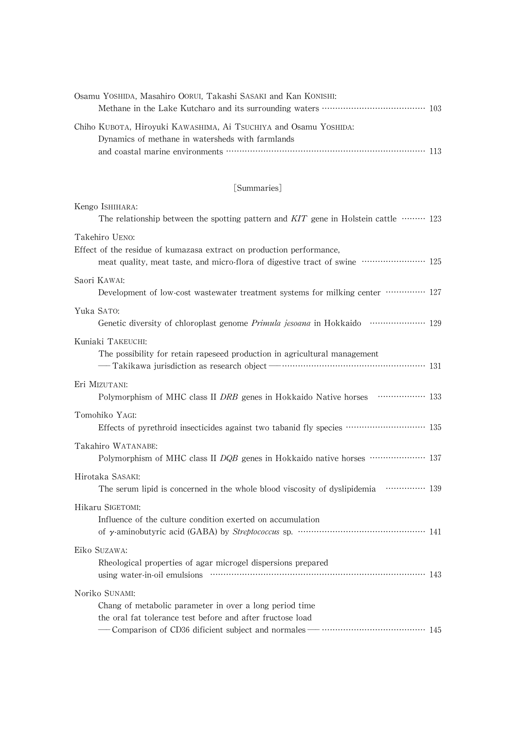Osamu YOSHIDA, Masahiro OORUI, Takashi SASAKI and Kan KONISHI:
Methane in the Lake Kutcharo and its surrounding waters ······································ 103

Chiho KUBOTA, Hiroyuki KAWASHIMA, Ai TSUCHIYA and Osamu YOSHIDA:
Dynamics of methane in watersheds with farmlands
and coastal marine environments ······································································· 113

[Summaries]

Kengo ISHIHARA:
The relationship between the spotting pattern and *KIT* gene in Holstein cattle ········· 123

Takehiro UENO:
Effect of the residue of kumazasa extract on production performance,
meat quality, meat taste, and micro-flora of digestive tract of swine ························ 125

Saori KAWAI:
Development of low-cost wastewater treatment systems for milking center ··············· 127

Yuka SATO:
Genetic diversity of chloroplast genome *Primula jesoana* in Hokkaido ····················· 129

Kuniaki TAKEUCHI:
The possibility for retain rapeseed production in agricultural management
—Takikawa jurisdiction as research object—··················································· 131

Eri MIZUTANI:
Polymorphism of MHC class II *DRB* genes in Hokkaido Native horses ·················· 133

Tomohiko YAGI:
Effects of pyrethroid insecticides against two tabanid fly species ···························· 135

Takahiro WATANABE:
Polymorphism of MHC class II *DQB* genes in Hokkaido native horses ····················· 137

Hirotaka SASAKI:
The serum lipid is concerned in the whole blood viscosity of dyslipidemia ··············· 139

Hikaru SIGETOMI:
Influence of the culture condition exerted on accumulation
of $\gamma$-aminobutyric acid (GABA) by *Streptococcus* sp. ·············································· 141

Eiko SUZAWA:
Rheological properties of agar microgel dispersions prepared
using water-in-oil emulsions ············································································· 143

Noriko SUNAMI:
Chang of metabolic parameter in over a long period time
the oral fat tolerance test before and after fructose load
—Comparison of CD36 dificient subject and normales— ······································ 145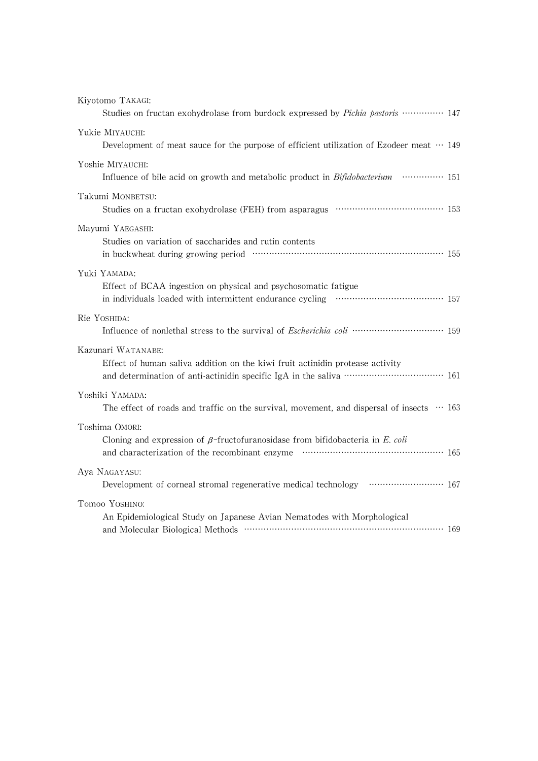Kiyotomo TAKAGI:

Studies on fructan exohydrolase from burdock expressed by *Pichia pastoris* ·············· 147

Yukie MIYAUCHI:

Development of meat sauce for the purpose of efficient utilization of Ezodeer meat ··· 149

Yoshie MIYAUCHI:

Influence of bile acid on growth and metabolic product in *Bifidobacterium* ·············· 151

Takumi MONBETSU:

Studies on a fructan exohydrolase (FEH) from asparagus ······································· 153

Mayumi YAEGASHI:

Studies on variation of saccharides and rutin contents in buckwheat during growing period ······································································ 155

Yuki YAMADA:

Effect of BCAA ingestion on physical and psychosomatic fatigue in individuals loaded with intermittent endurance cycling ······································· 157

Rie YOSHIDA:

Influence of nonlethal stress to the survival of *Escherichia coli* ································ 159

Kazunari WATANABE:

Effect of human saliva addition on the kiwi fruit actinidin protease activity and determination of anti-actinidin specific IgA in the saliva ···································· 161

Yoshiki YAMADA:

The effect of roads and traffic on the survival, movement, and dispersal of insects ··· 163

Toshima OMORI:

Cloning and expression of $\beta$-fructofuranosidase from bifidobacteria in *E. coli* and characterization of the recombinant enzyme ···················································· 165

Aya NAGAYASU:

Development of corneal stromal regenerative medical technology ··························· 167

Tomoo YOSHINO:

An Epidemiological Study on Japanese Avian Nematodes with Morphological and Molecular Biological Methods ························································· 169